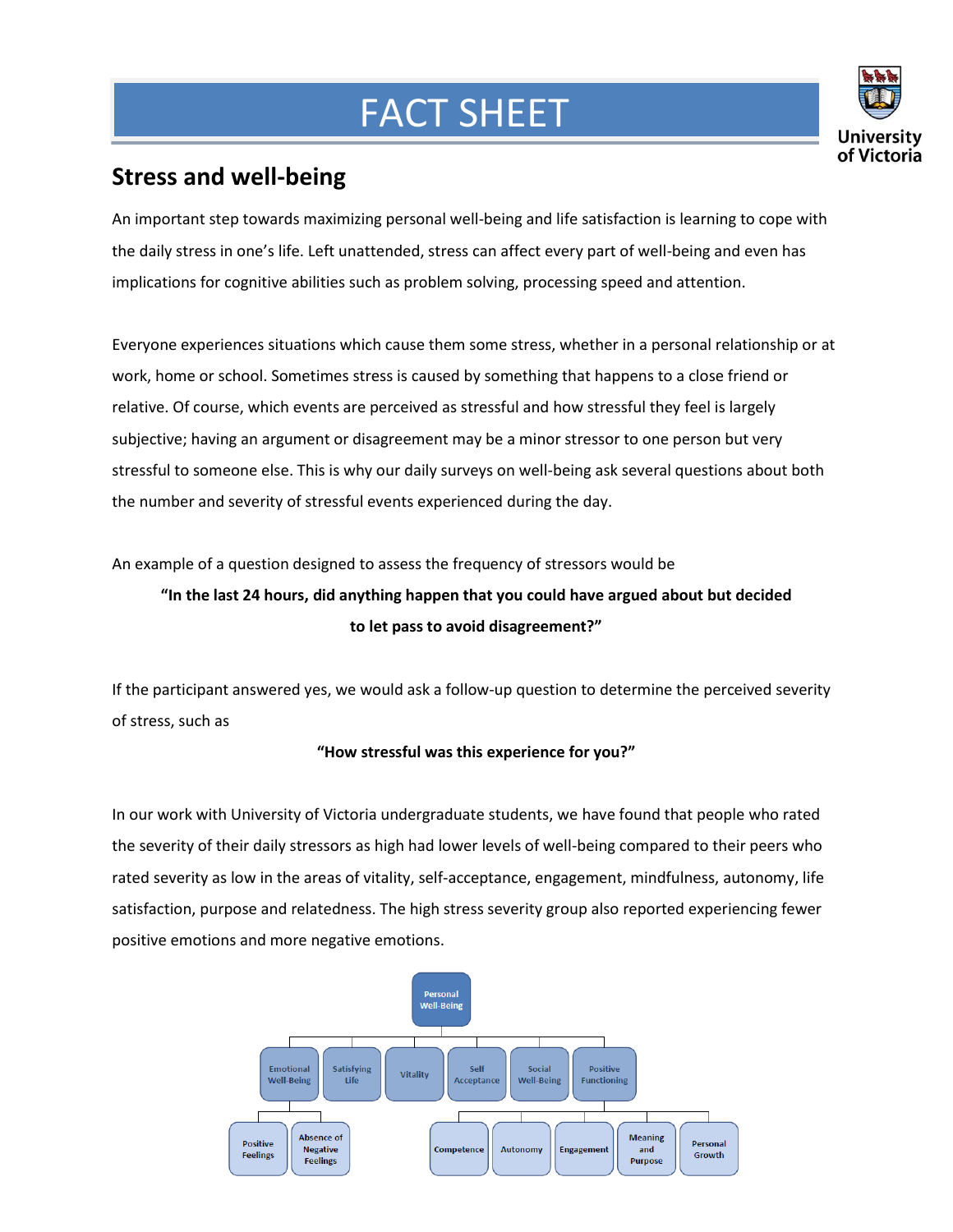# FACT SHEET

University of Victoria

## Stress and well-being

An important step towards maximizing personal well-being and life satisfaction is learning to cope with the daily stress in one's life. Left unattended, stress can affect every part of well-being and even has implications for cognitive abilities such as problem solving, processing speed and attention.

Everyone experiences situations which cause them some stress, whether in a personal relationship or at work, home or school. Sometimes stress is caused by something that happens to a close friend or relative. Of course, which events are perceived as stressful and how stressful they feel is largely subjective; having an argument or disagreement may be a minor stressor to one person but very stressful to someone else. This is why our daily surveys on well-being ask several questions about both the number and severity of stressful events experienced during the day.

An example of a question designed to assess the frequency of stressors would be

**"In the last 24 hours, did anything happen that you could have argued about but decided to let pass to avoid disagreement?"**

If the participant answered yes, we would ask a follow-up question to determine the perceived severity of stress, such as

**"How stressful was this experience for you?"**

In our work with University of Victoria undergraduate students, we have found that people who rated the severity of their daily stressors as high had lower levels of well-being compared to their peers who rated severity as low in the areas of vitality, self-acceptance, engagement, mindfulness, autonomy, life satisfaction, purpose and relatedness. The high stress severity group also reported experiencing fewer positive emotions and more negative emotions.

- Personal Well-Being
  - Emotional Well-Being
    - Positive Feelings
    - Absence of Negative Feelings
  - Satisfying Life
  - Vitality
  - Self Acceptance
  - Social Well-Being
  - Positive Functioning
    - Competence
    - Autonomy
    - Engagement
    - Meaning and Purpose
    - Personal Growth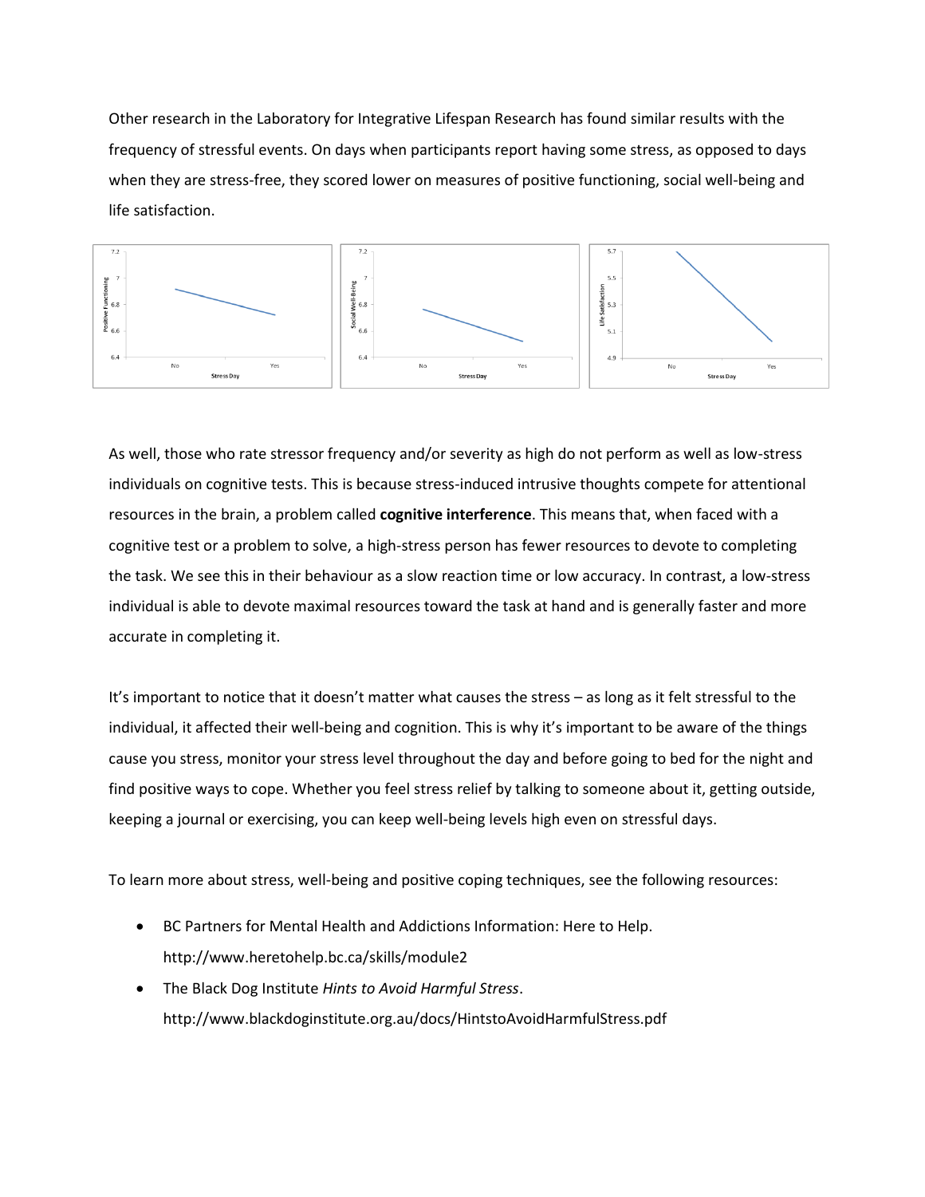Other research in the Laboratory for Integrative Lifespan Research has found similar results with the frequency of stressful events. On days when participants report having some stress, as opposed to days when they are stress-free, they scored lower on measures of positive functioning, social well-being and life satisfaction.

As well, those who rate stressor frequency and/or severity as high do not perform as well as low-stress individuals on cognitive tests. This is because stress-induced intrusive thoughts compete for attentional resources in the brain, a problem called **cognitive interference**. This means that, when faced with a cognitive test or a problem to solve, a high-stress person has fewer resources to devote to completing the task. We see this in their behaviour as a slow reaction time or low accuracy. In contrast, a low-stress individual is able to devote maximal resources toward the task at hand and is generally faster and more accurate in completing it.

It's important to notice that it doesn't matter what causes the stress – as long as it felt stressful to the individual, it affected their well-being and cognition. This is why it's important to be aware of the things cause you stress, monitor your stress level throughout the day and before going to bed for the night and find positive ways to cope. Whether you feel stress relief by talking to someone about it, getting outside, keeping a journal or exercising, you can keep well-being levels high even on stressful days.

To learn more about stress, well-being and positive coping techniques, see the following resources:

- BC Partners for Mental Health and Addictions Information: Here to Help. http://www.heretohelp.bc.ca/skills/module2
- The Black Dog Institute *Hints to Avoid Harmful Stress*. http://www.blackdoginstitute.org.au/docs/HintstoAvoidHarmfulStress.pdf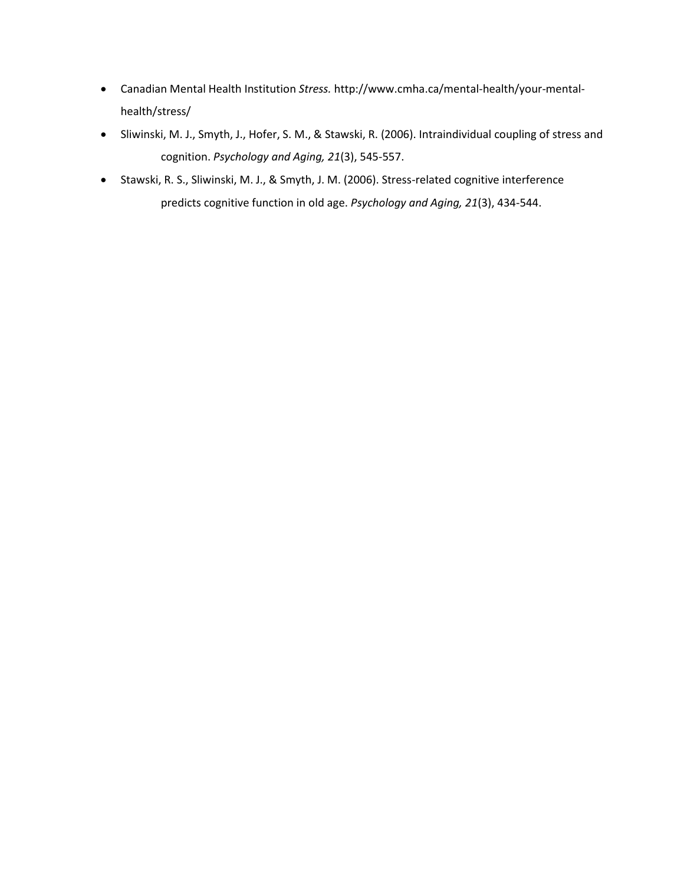- Canadian Mental Health Institution *Stress.* http://www.cmha.ca/mental-health/your-mental-health/stress/
- Sliwinski, M. J., Smyth, J., Hofer, S. M., & Stawski, R. (2006). Intraindividual coupling of stress and cognition. *Psychology and Aging, 21*(3), 545-557.
- Stawski, R. S., Sliwinski, M. J., & Smyth, J. M. (2006). Stress-related cognitive interference predicts cognitive function in old age. *Psychology and Aging, 21*(3), 434-544.